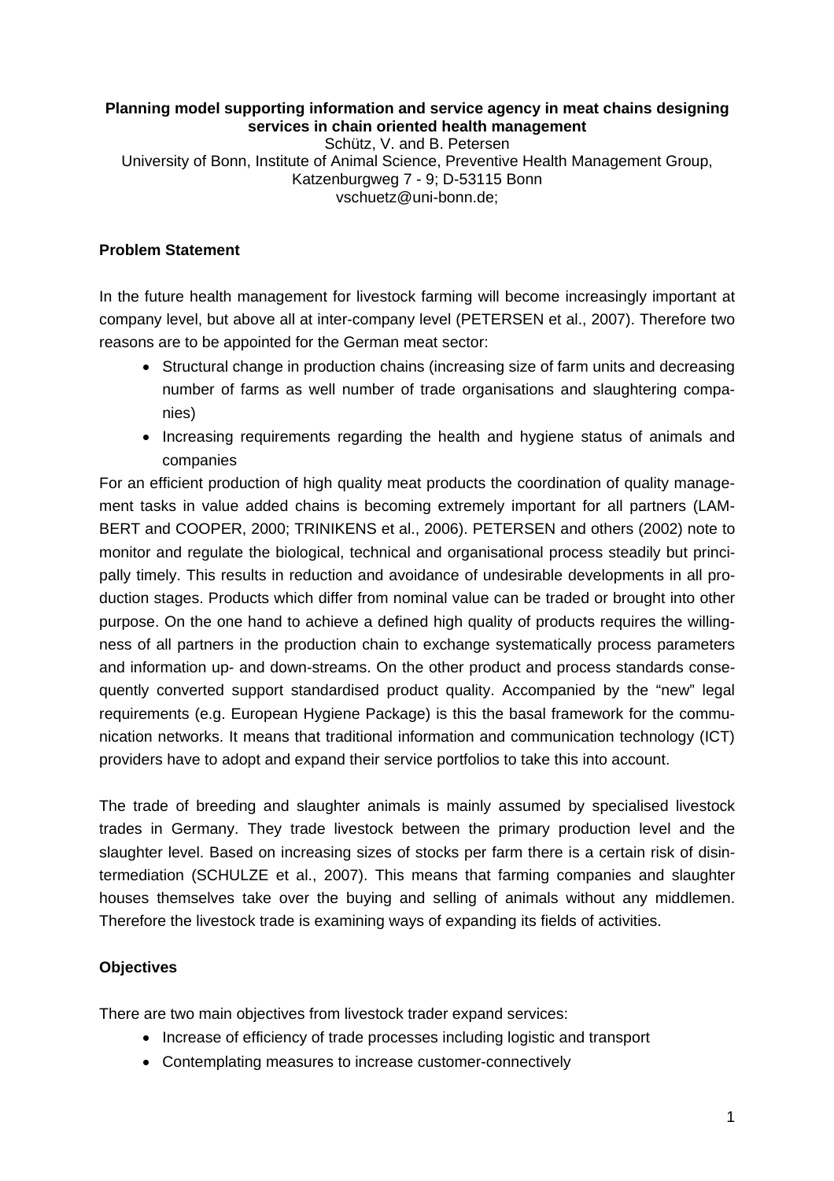# Planning model supporting information and service agency in meat chains designing services in chain oriented health management

Schütz, V. and B. Petersen
University of Bonn, Institute of Animal Science, Preventive Health Management Group, Katzenburgweg 7 - 9; D-53115 Bonn
vschuetz@uni-bonn.de;

## Problem Statement

In the future health management for livestock farming will become increasingly important at company level, but above all at inter-company level (PETERSEN et al., 2007). Therefore two reasons are to be appointed for the German meat sector:

- Structural change in production chains (increasing size of farm units and decreasing number of farms as well number of trade organisations and slaughtering companies)
- Increasing requirements regarding the health and hygiene status of animals and companies

For an efficient production of high quality meat products the coordination of quality management tasks in value added chains is becoming extremely important for all partners (LAMBERT and COOPER, 2000; TRINIKENS et al., 2006). PETERSEN and others (2002) note to monitor and regulate the biological, technical and organisational process steadily but principally timely. This results in reduction and avoidance of undesirable developments in all production stages. Products which differ from nominal value can be traded or brought into other purpose. On the one hand to achieve a defined high quality of products requires the willingness of all partners in the production chain to exchange systematically process parameters and information up- and down-streams. On the other product and process standards consequently converted support standardised product quality. Accompanied by the "new" legal requirements (e.g. European Hygiene Package) is this the basal framework for the communication networks. It means that traditional information and communication technology (ICT) providers have to adopt and expand their service portfolios to take this into account.

The trade of breeding and slaughter animals is mainly assumed by specialised livestock trades in Germany. They trade livestock between the primary production level and the slaughter level. Based on increasing sizes of stocks per farm there is a certain risk of disintermediation (SCHULZE et al., 2007). This means that farming companies and slaughter houses themselves take over the buying and selling of animals without any middlemen. Therefore the livestock trade is examining ways of expanding its fields of activities.

## Objectives

There are two main objectives from livestock trader expand services:

- Increase of efficiency of trade processes including logistic and transport
- Contemplating measures to increase customer-connectively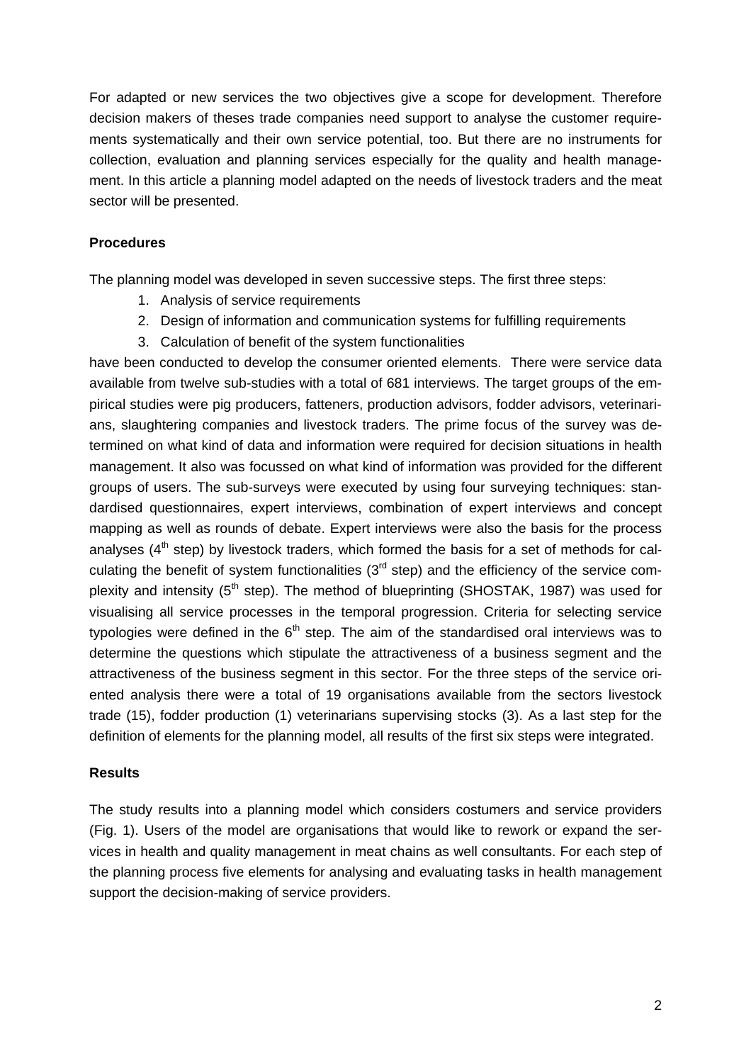For adapted or new services the two objectives give a scope for development. Therefore decision makers of theses trade companies need support to analyse the customer requirements systematically and their own service potential, too. But there are no instruments for collection, evaluation and planning services especially for the quality and health management. In this article a planning model adapted on the needs of livestock traders and the meat sector will be presented.

## Procedures

The planning model was developed in seven successive steps. The first three steps:

1. Analysis of service requirements
2. Design of information and communication systems for fulfilling requirements
3. Calculation of benefit of the system functionalities

have been conducted to develop the consumer oriented elements. There were service data available from twelve sub-studies with a total of 681 interviews. The target groups of the empirical studies were pig producers, fatteners, production advisors, fodder advisors, veterinarians, slaughtering companies and livestock traders. The prime focus of the survey was determined on what kind of data and information were required for decision situations in health management. It also was focussed on what kind of information was provided for the different groups of users. The sub-surveys were executed by using four surveying techniques: standardised questionnaires, expert interviews, combination of expert interviews and concept mapping as well as rounds of debate. Expert interviews were also the basis for the process analyses (4th step) by livestock traders, which formed the basis for a set of methods for calculating the benefit of system functionalities (3rd step) and the efficiency of the service complexity and intensity (5th step). The method of blueprinting (SHOSTAK, 1987) was used for visualising all service processes in the temporal progression. Criteria for selecting service typologies were defined in the 6th step. The aim of the standardised oral interviews was to determine the questions which stipulate the attractiveness of a business segment and the attractiveness of the business segment in this sector. For the three steps of the service oriented analysis there were a total of 19 organisations available from the sectors livestock trade (15), fodder production (1) veterinarians supervising stocks (3). As a last step for the definition of elements for the planning model, all results of the first six steps were integrated.

## Results

The study results into a planning model which considers costumers and service providers (Fig. 1). Users of the model are organisations that would like to rework or expand the services in health and quality management in meat chains as well consultants. For each step of the planning process five elements for analysing and evaluating tasks in health management support the decision-making of service providers.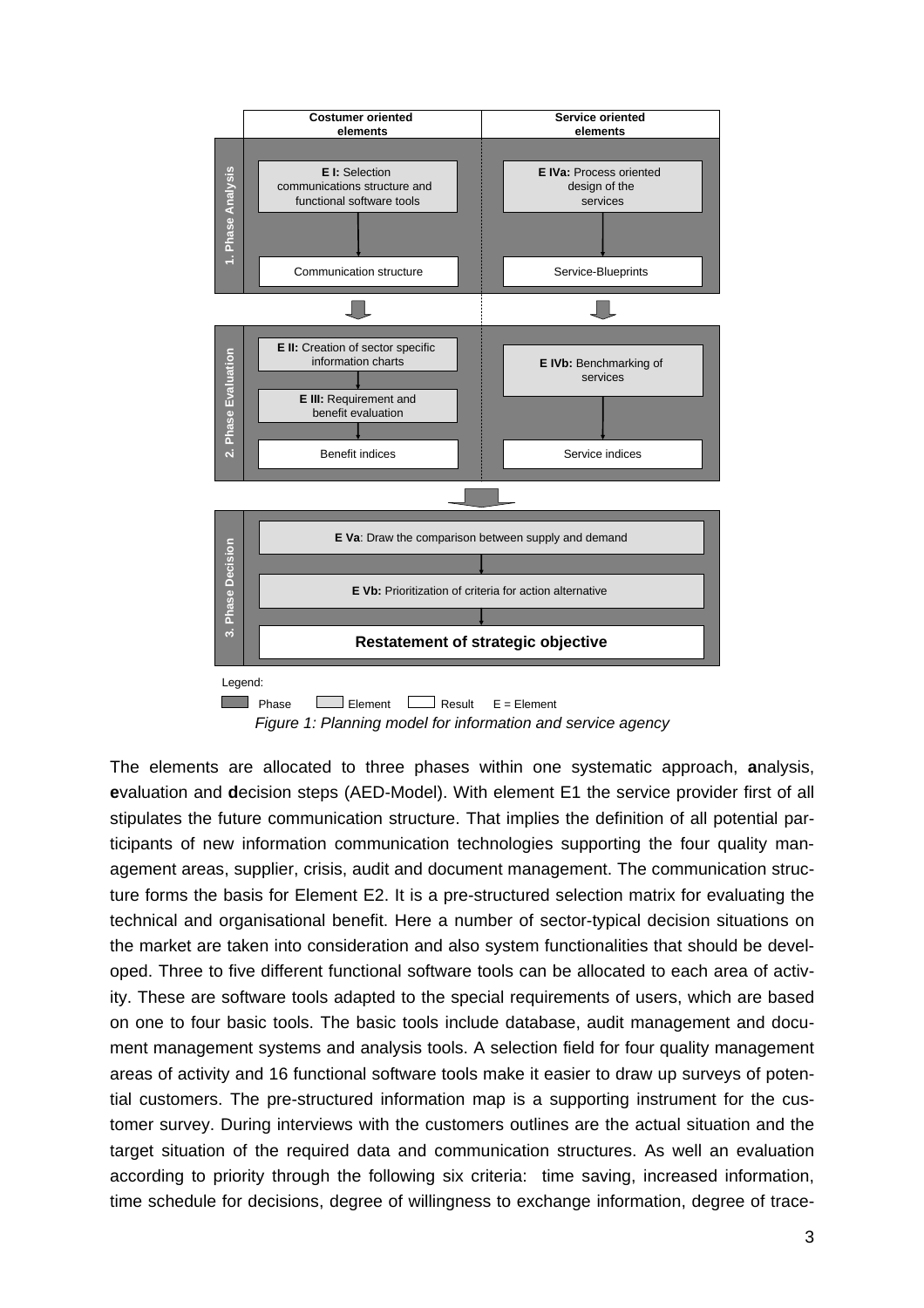| | Costumer oriented elements | Service oriented elements |
|---|---|---|
| 1. Phase Analysis | **E I:** Selection communications structure and functional software tools → Communication structure | **E IVa:** Process oriented design of the services → Service-Blueprints |
| 2. Phase Evaluation | **E II:** Creation of sector specific information charts → **E III:** Requirement and benefit evaluation → Benefit indices | **E IVb:** Benchmarking of services → Service indices |
| 3. Phase Decision | **E Va**: Draw the comparison between supply and demand → **E Vb:** Prioritization of criteria for action alternative → **Restatement of strategic objective** | |

Legend: Phase, Element, Result, E = Element

*Figure 1: Planning model for information and service agency*

The elements are allocated to three phases within one systematic approach, **a**nalysis, **e**valuation and **d**ecision steps (AED-Model). With element E1 the service provider first of all stipulates the future communication structure. That implies the definition of all potential participants of new information communication technologies supporting the four quality management areas, supplier, crisis, audit and document management. The communication structure forms the basis for Element E2. It is a pre-structured selection matrix for evaluating the technical and organisational benefit. Here a number of sector-typical decision situations on the market are taken into consideration and also system functionalities that should be developed. Three to five different functional software tools can be allocated to each area of activity. These are software tools adapted to the special requirements of users, which are based on one to four basic tools. The basic tools include database, audit management and document management systems and analysis tools. A selection field for four quality management areas of activity and 16 functional software tools make it easier to draw up surveys of potential customers. The pre-structured information map is a supporting instrument for the customer survey. During interviews with the customers outlines are the actual situation and the target situation of the required data and communication structures. As well an evaluation according to priority through the following six criteria: time saving, increased information, time schedule for decisions, degree of willingness to exchange information, degree of trace-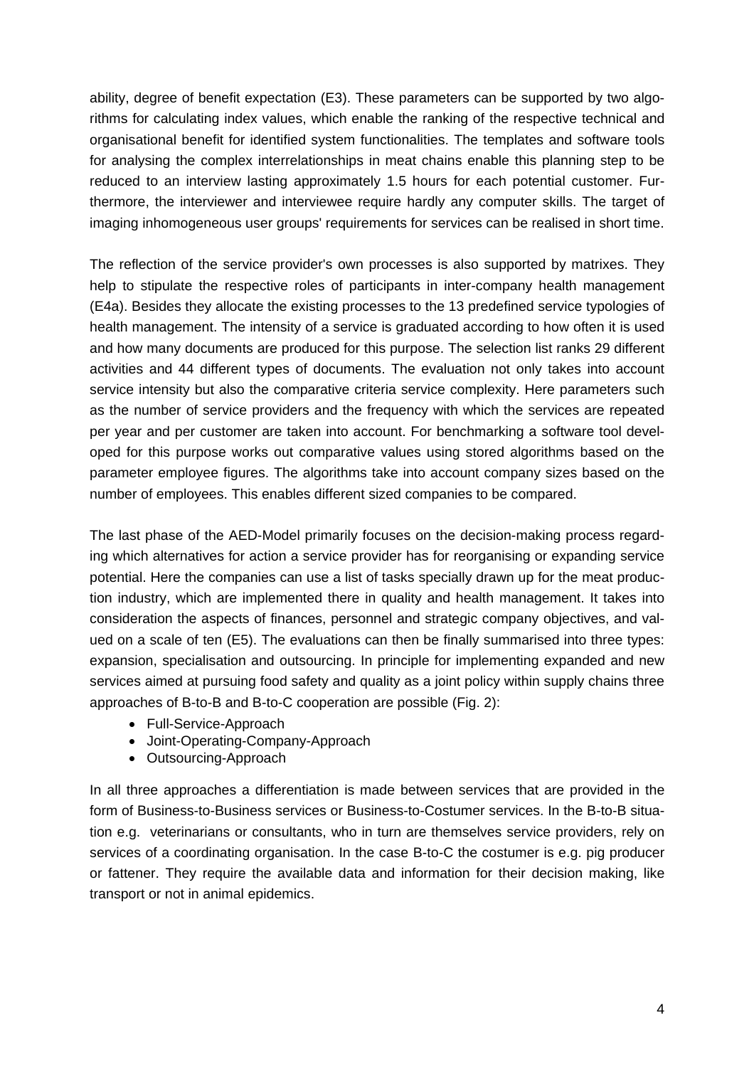ability, degree of benefit expectation (E3). These parameters can be supported by two algorithms for calculating index values, which enable the ranking of the respective technical and organisational benefit for identified system functionalities. The templates and software tools for analysing the complex interrelationships in meat chains enable this planning step to be reduced to an interview lasting approximately 1.5 hours for each potential customer. Furthermore, the interviewer and interviewee require hardly any computer skills. The target of imaging inhomogeneous user groups' requirements for services can be realised in short time.

The reflection of the service provider's own processes is also supported by matrixes. They help to stipulate the respective roles of participants in inter-company health management (E4a). Besides they allocate the existing processes to the 13 predefined service typologies of health management. The intensity of a service is graduated according to how often it is used and how many documents are produced for this purpose. The selection list ranks 29 different activities and 44 different types of documents. The evaluation not only takes into account service intensity but also the comparative criteria service complexity. Here parameters such as the number of service providers and the frequency with which the services are repeated per year and per customer are taken into account. For benchmarking a software tool developed for this purpose works out comparative values using stored algorithms based on the parameter employee figures. The algorithms take into account company sizes based on the number of employees. This enables different sized companies to be compared.

The last phase of the AED-Model primarily focuses on the decision-making process regarding which alternatives for action a service provider has for reorganising or expanding service potential. Here the companies can use a list of tasks specially drawn up for the meat production industry, which are implemented there in quality and health management. It takes into consideration the aspects of finances, personnel and strategic company objectives, and valued on a scale of ten (E5). The evaluations can then be finally summarised into three types: expansion, specialisation and outsourcing. In principle for implementing expanded and new services aimed at pursuing food safety and quality as a joint policy within supply chains three approaches of B-to-B and B-to-C cooperation are possible (Fig. 2):

- Full-Service-Approach
- Joint-Operating-Company-Approach
- Outsourcing-Approach

In all three approaches a differentiation is made between services that are provided in the form of Business-to-Business services or Business-to-Costumer services. In the B-to-B situation e.g. veterinarians or consultants, who in turn are themselves service providers, rely on services of a coordinating organisation. In the case B-to-C the costumer is e.g. pig producer or fattener. They require the available data and information for their decision making, like transport or not in animal epidemics.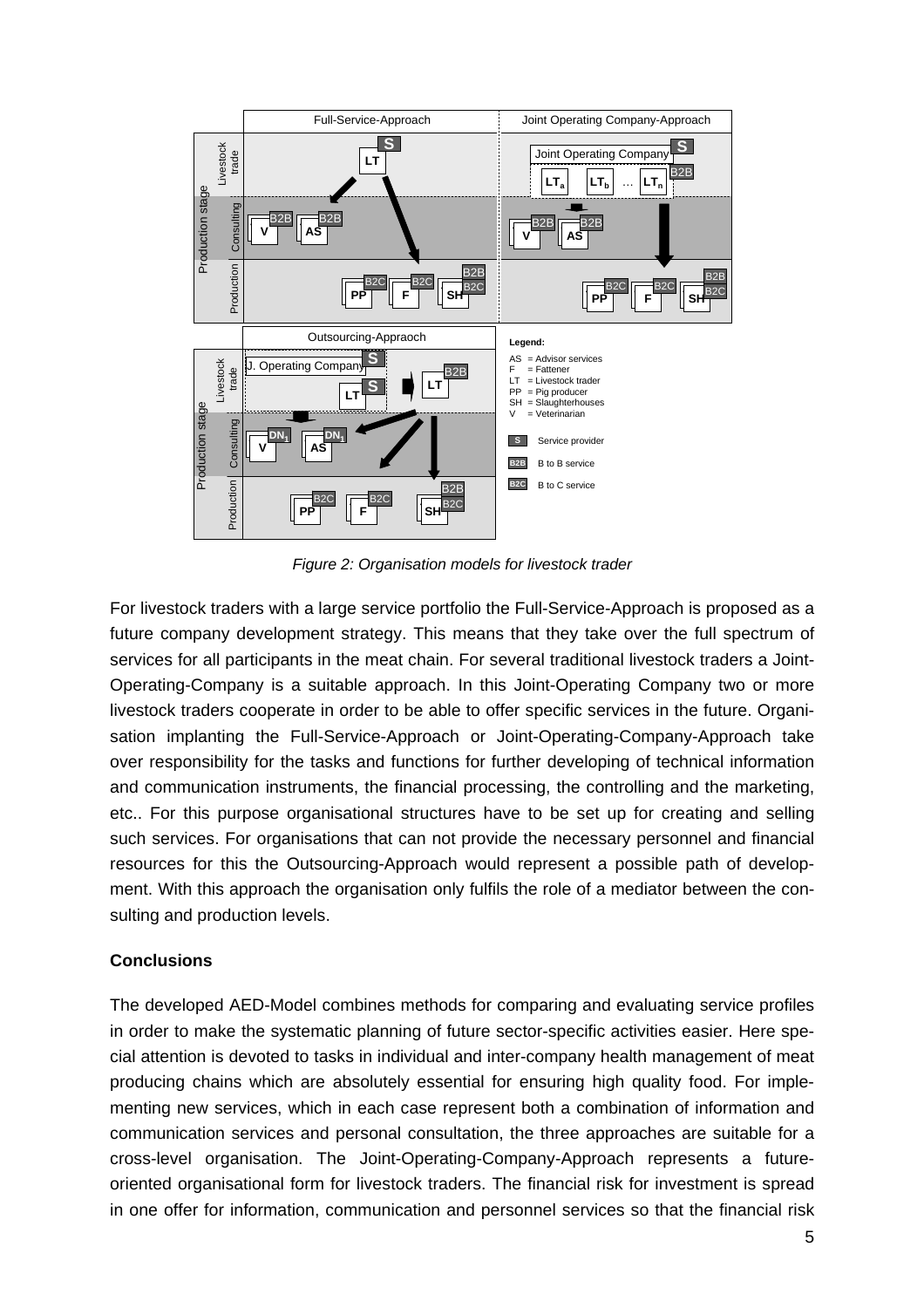*Figure 2: Organisation models for livestock trader*

For livestock traders with a large service portfolio the Full-Service-Approach is proposed as a future company development strategy. This means that they take over the full spectrum of services for all participants in the meat chain. For several traditional livestock traders a Joint-Operating-Company is a suitable approach. In this Joint-Operating Company two or more livestock traders cooperate in order to be able to offer specific services in the future. Organisation implanting the Full-Service-Approach or Joint-Operating-Company-Approach take over responsibility for the tasks and functions for further developing of technical information and communication instruments, the financial processing, the controlling and the marketing, etc.. For this purpose organisational structures have to be set up for creating and selling such services. For organisations that can not provide the necessary personnel and financial resources for this the Outsourcing-Approach would represent a possible path of development. With this approach the organisation only fulfils the role of a mediator between the consulting and production levels.

## Conclusions

The developed AED-Model combines methods for comparing and evaluating service profiles in order to make the systematic planning of future sector-specific activities easier. Here special attention is devoted to tasks in individual and inter-company health management of meat producing chains which are absolutely essential for ensuring high quality food. For implementing new services, which in each case represent both a combination of information and communication services and personal consultation, the three approaches are suitable for a cross-level organisation. The Joint-Operating-Company-Approach represents a future-oriented organisational form for livestock traders. The financial risk for investment is spread in one offer for information, communication and personnel services so that the financial risk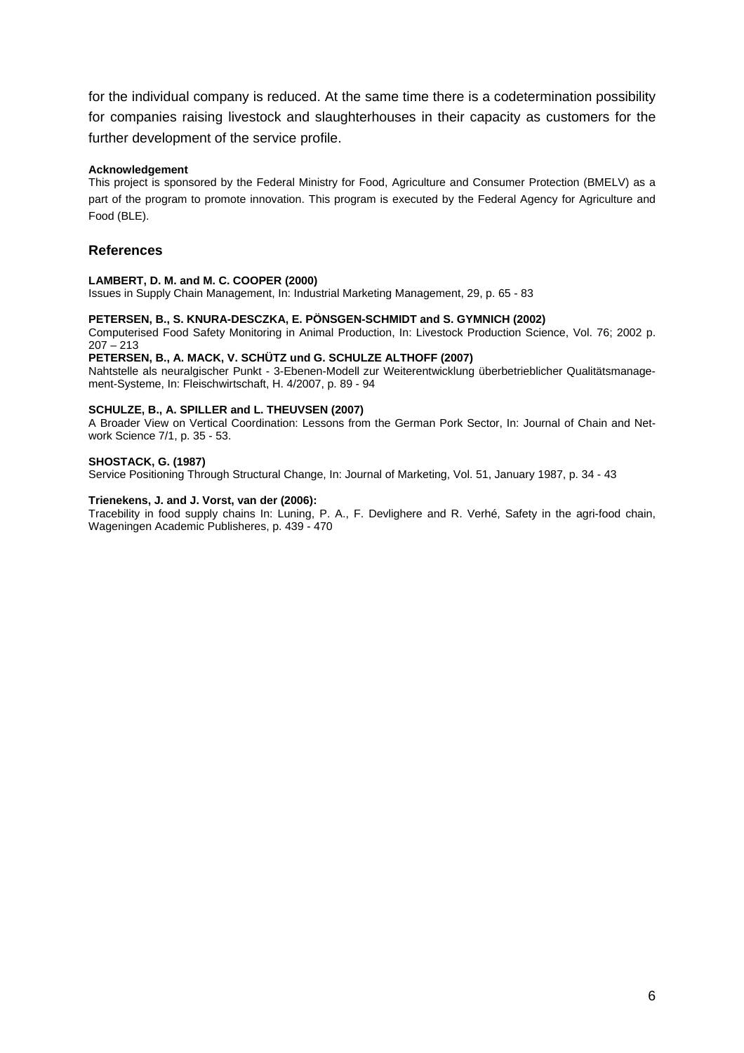for the individual company is reduced. At the same time there is a codetermination possibility for companies raising livestock and slaughterhouses in their capacity as customers for the further development of the service profile.

**Acknowledgement**

This project is sponsored by the Federal Ministry for Food, Agriculture and Consumer Protection (BMELV) as a part of the program to promote innovation. This program is executed by the Federal Agency for Agriculture and Food (BLE).

## References

**LAMBERT, D. M. and M. C. COOPER (2000)**
Issues in Supply Chain Management, In: Industrial Marketing Management, 29, p. 65 - 83

**PETERSEN, B., S. KNURA-DESCZKA, E. PÖNSGEN-SCHMIDT and S. GYMNICH (2002)**
Computerised Food Safety Monitoring in Animal Production, In: Livestock Production Science, Vol. 76; 2002 p. 207 – 213

**PETERSEN, B., A. MACK, V. SCHÜTZ und G. SCHULZE ALTHOFF (2007)**
Nahtstelle als neuralgischer Punkt - 3-Ebenen-Modell zur Weiterentwicklung überbetrieblicher Qualitätsmanagement-Systeme, In: Fleischwirtschaft, H. 4/2007, p. 89 - 94

**SCHULZE, B., A. SPILLER and L. THEUVSEN (2007)**
A Broader View on Vertical Coordination: Lessons from the German Pork Sector, In: Journal of Chain and Network Science 7/1, p. 35 - 53.

**SHOSTACK, G. (1987)**
Service Positioning Through Structural Change, In: Journal of Marketing, Vol. 51, January 1987, p. 34 - 43

**Trienekens, J. and J. Vorst, van der (2006):**
Tracebility in food supply chains In: Luning, P. A., F. Devlighere and R. Verhé, Safety in the agri-food chain, Wageningen Academic Publisheres, p. 439 - 470